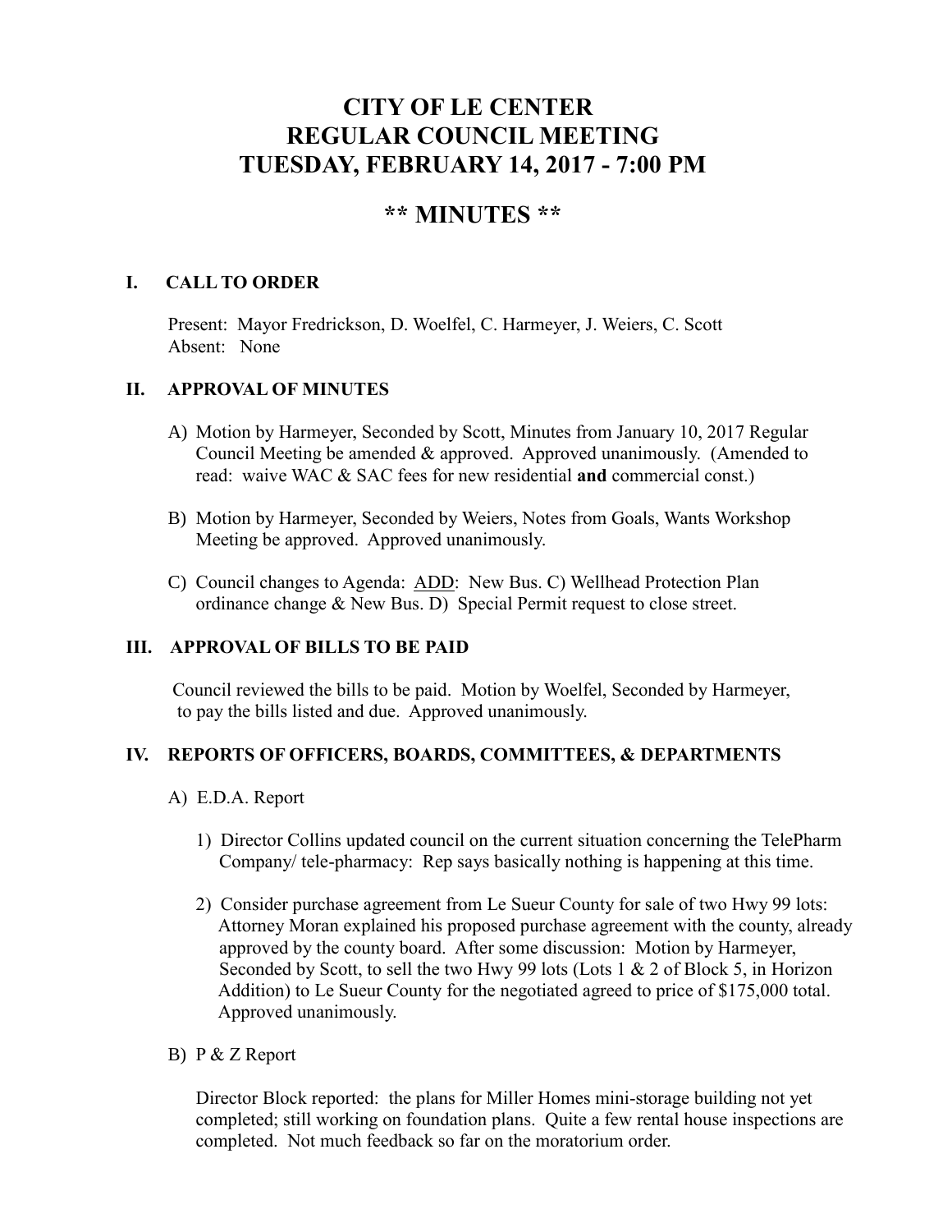# CITY OF LE CENTER
# REGULAR COUNCIL MEETING
# TUESDAY, FEBRUARY 14, 2017 - 7:00 PM

## ** MINUTES **

### I. CALL TO ORDER

Present: Mayor Fredrickson, D. Woelfel, C. Harmeyer, J. Weiers, C. Scott
Absent: None

### II. APPROVAL OF MINUTES

A) Motion by Harmeyer, Seconded by Scott, Minutes from January 10, 2017 Regular Council Meeting be amended & approved. Approved unanimously. (Amended to read: waive WAC & SAC fees for new residential **and** commercial const.)

B) Motion by Harmeyer, Seconded by Weiers, Notes from Goals, Wants Workshop Meeting be approved. Approved unanimously.

C) Council changes to Agenda: <u>ADD</u>: New Bus. C) Wellhead Protection Plan ordinance change & New Bus. D) Special Permit request to close street.

### III. APPROVAL OF BILLS TO BE PAID

Council reviewed the bills to be paid. Motion by Woelfel, Seconded by Harmeyer, to pay the bills listed and due. Approved unanimously.

### IV. REPORTS OF OFFICERS, BOARDS, COMMITTEES, & DEPARTMENTS

A) E.D.A. Report

1) Director Collins updated council on the current situation concerning the TelePharm Company/ tele-pharmacy: Rep says basically nothing is happening at this time.

2) Consider purchase agreement from Le Sueur County for sale of two Hwy 99 lots: Attorney Moran explained his proposed purchase agreement with the county, already approved by the county board. After some discussion: Motion by Harmeyer, Seconded by Scott, to sell the two Hwy 99 lots (Lots 1 & 2 of Block 5, in Horizon Addition) to Le Sueur County for the negotiated agreed to price of $175,000 total. Approved unanimously.

B) P & Z Report

Director Block reported: the plans for Miller Homes mini-storage building not yet completed; still working on foundation plans. Quite a few rental house inspections are completed. Not much feedback so far on the moratorium order.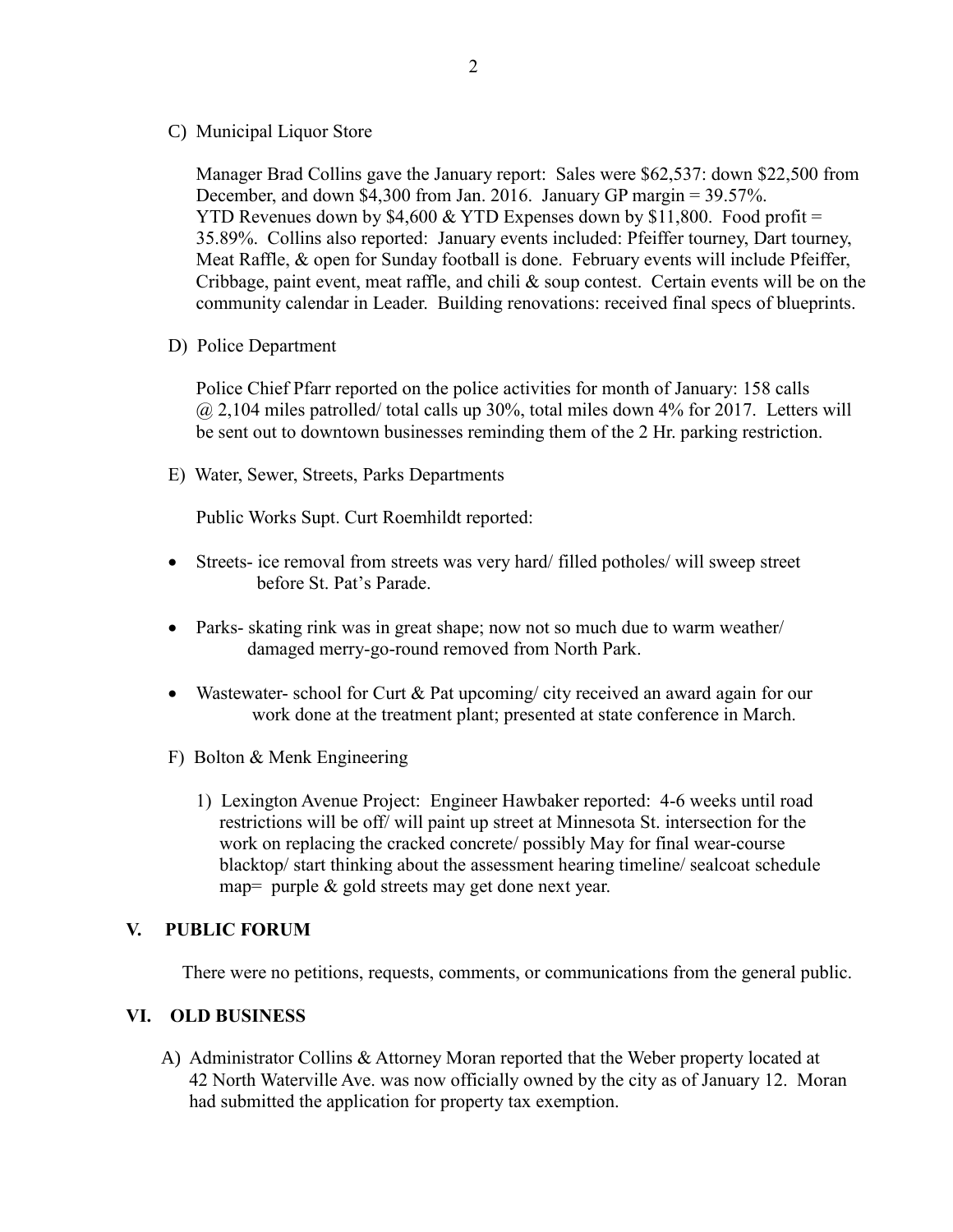C) Municipal Liquor Store

Manager Brad Collins gave the January report: Sales were $62,537: down $22,500 from December, and down $4,300 from Jan. 2016. January GP margin = 39.57%. YTD Revenues down by $4,600 & YTD Expenses down by $11,800. Food profit = 35.89%. Collins also reported: January events included: Pfeiffer tourney, Dart tourney, Meat Raffle, & open for Sunday football is done. February events will include Pfeiffer, Cribbage, paint event, meat raffle, and chili & soup contest. Certain events will be on the community calendar in Leader. Building renovations: received final specs of blueprints.

D) Police Department

Police Chief Pfarr reported on the police activities for month of January: 158 calls @ 2,104 miles patrolled/ total calls up 30%, total miles down 4% for 2017. Letters will be sent out to downtown businesses reminding them of the 2 Hr. parking restriction.

E) Water, Sewer, Streets, Parks Departments

Public Works Supt. Curt Roemhildt reported:

- Streets- ice removal from streets was very hard/ filled potholes/ will sweep street before St. Pat's Parade.
- Parks- skating rink was in great shape; now not so much due to warm weather/ damaged merry-go-round removed from North Park.
- Wastewater- school for Curt & Pat upcoming/ city received an award again for our work done at the treatment plant; presented at state conference in March.

F) Bolton & Menk Engineering

1) Lexington Avenue Project: Engineer Hawbaker reported: 4-6 weeks until road restrictions will be off/ will paint up street at Minnesota St. intersection for the work on replacing the cracked concrete/ possibly May for final wear-course blacktop/ start thinking about the assessment hearing timeline/ sealcoat schedule map= purple & gold streets may get done next year.

## V. PUBLIC FORUM

There were no petitions, requests, comments, or communications from the general public.

## VI. OLD BUSINESS

A) Administrator Collins & Attorney Moran reported that the Weber property located at 42 North Waterville Ave. was now officially owned by the city as of January 12. Moran had submitted the application for property tax exemption.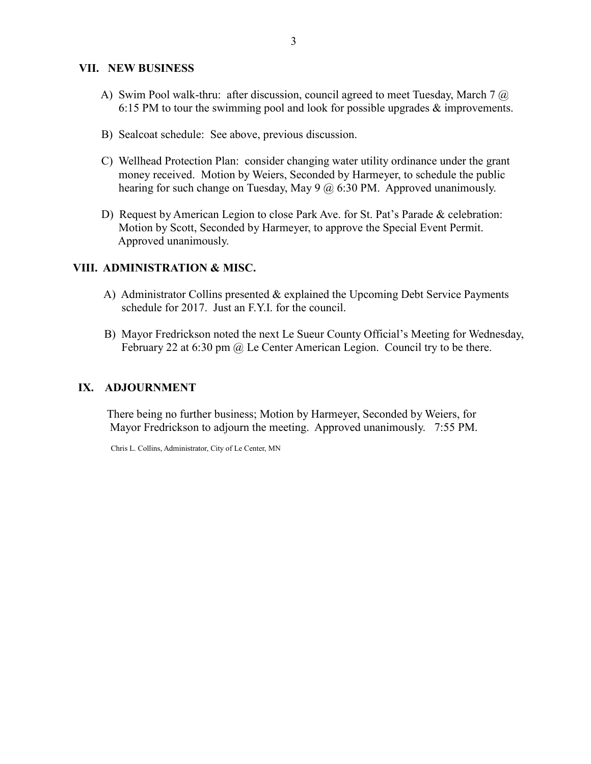## VII. NEW BUSINESS

A) Swim Pool walk-thru: after discussion, council agreed to meet Tuesday, March 7 @ 6:15 PM to tour the swimming pool and look for possible upgrades & improvements.

B) Sealcoat schedule: See above, previous discussion.

C) Wellhead Protection Plan: consider changing water utility ordinance under the grant money received. Motion by Weiers, Seconded by Harmeyer, to schedule the public hearing for such change on Tuesday, May 9 @ 6:30 PM. Approved unanimously.

D) Request by American Legion to close Park Ave. for St. Pat's Parade & celebration: Motion by Scott, Seconded by Harmeyer, to approve the Special Event Permit. Approved unanimously.

## VIII. ADMINISTRATION & MISC.

A) Administrator Collins presented & explained the Upcoming Debt Service Payments schedule for 2017. Just an F.Y.I. for the council.

B) Mayor Fredrickson noted the next Le Sueur County Official's Meeting for Wednesday, February 22 at 6:30 pm @ Le Center American Legion. Council try to be there.

## IX. ADJOURNMENT

There being no further business; Motion by Harmeyer, Seconded by Weiers, for Mayor Fredrickson to adjourn the meeting. Approved unanimously. 7:55 PM.

Chris L. Collins, Administrator, City of Le Center, MN